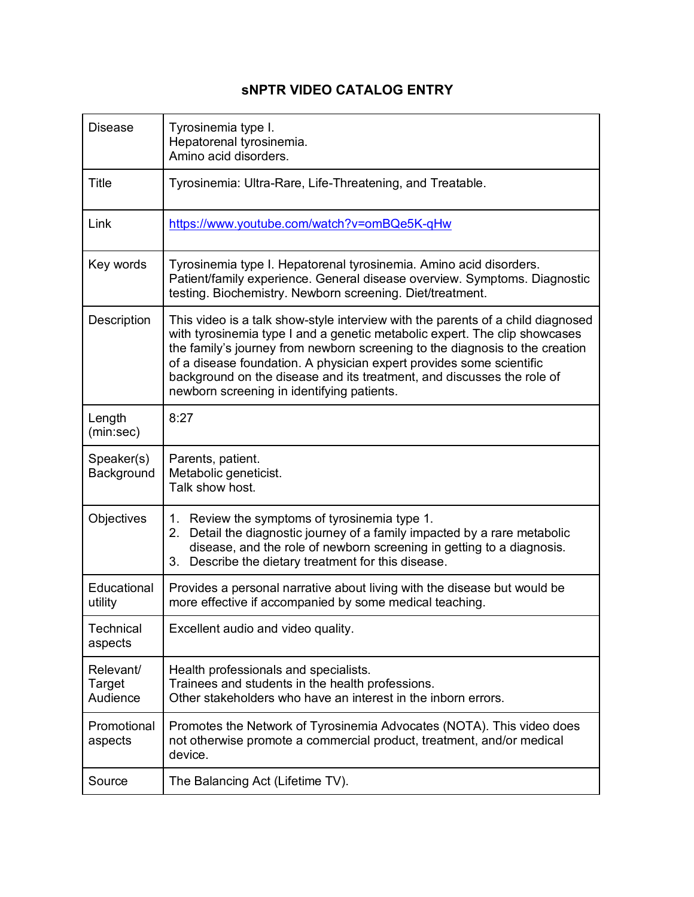# sNPTR VIDEO CATALOG ENTRY

| | |
|---|---|
| Disease | Tyrosinemia type I.<br>Hepatorenal tyrosinemia.<br>Amino acid disorders. |
| Title | Tyrosinemia: Ultra-Rare, Life-Threatening, and Treatable. |
| Link | https://www.youtube.com/watch?v=omBQe5K-qHw |
| Key words | Tyrosinemia type I. Hepatorenal tyrosinemia. Amino acid disorders. Patient/family experience. General disease overview. Symptoms. Diagnostic testing. Biochemistry. Newborn screening. Diet/treatment. |
| Description | This video is a talk show-style interview with the parents of a child diagnosed with tyrosinemia type I and a genetic metabolic expert. The clip showcases the family's journey from newborn screening to the diagnosis to the creation of a disease foundation. A physician expert provides some scientific background on the disease and its treatment, and discusses the role of newborn screening in identifying patients. |
| Length (min:sec) | 8:27 |
| Speaker(s) Background | Parents, patient.<br>Metabolic geneticist.<br>Talk show host. |
| Objectives | 1. Review the symptoms of tyrosinemia type 1.<br>2. Detail the diagnostic journey of a family impacted by a rare metabolic disease, and the role of newborn screening in getting to a diagnosis.<br>3. Describe the dietary treatment for this disease. |
| Educational utility | Provides a personal narrative about living with the disease but would be more effective if accompanied by some medical teaching. |
| Technical aspects | Excellent audio and video quality. |
| Relevant/ Target Audience | Health professionals and specialists.<br>Trainees and students in the health professions.<br>Other stakeholders who have an interest in the inborn errors. |
| Promotional aspects | Promotes the Network of Tyrosinemia Advocates (NOTA). This video does not otherwise promote a commercial product, treatment, and/or medical device. |
| Source | The Balancing Act (Lifetime TV). |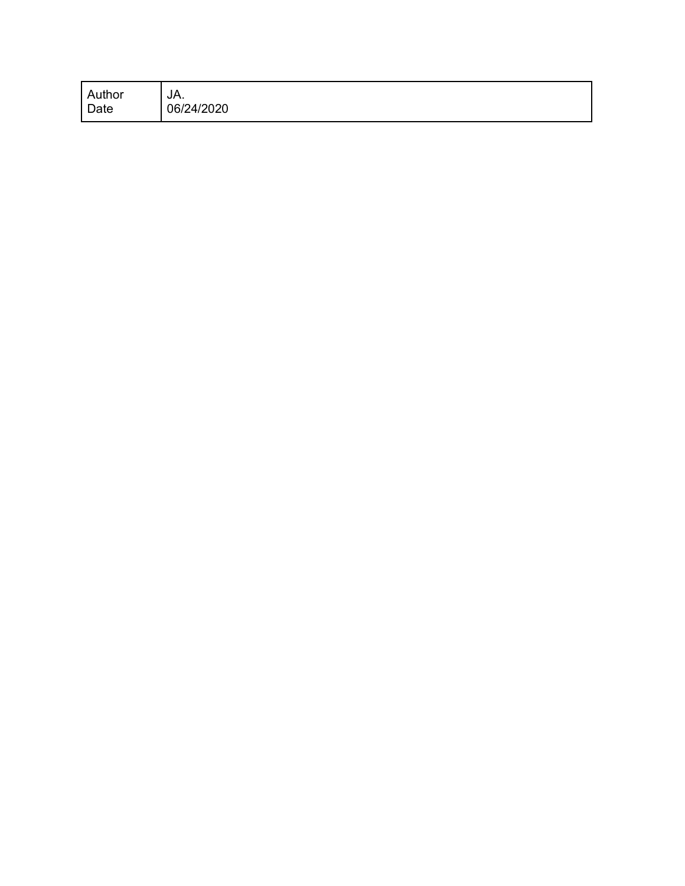| | |
|---|---|
| Author<br>Date | JA.<br>06/24/2020 |